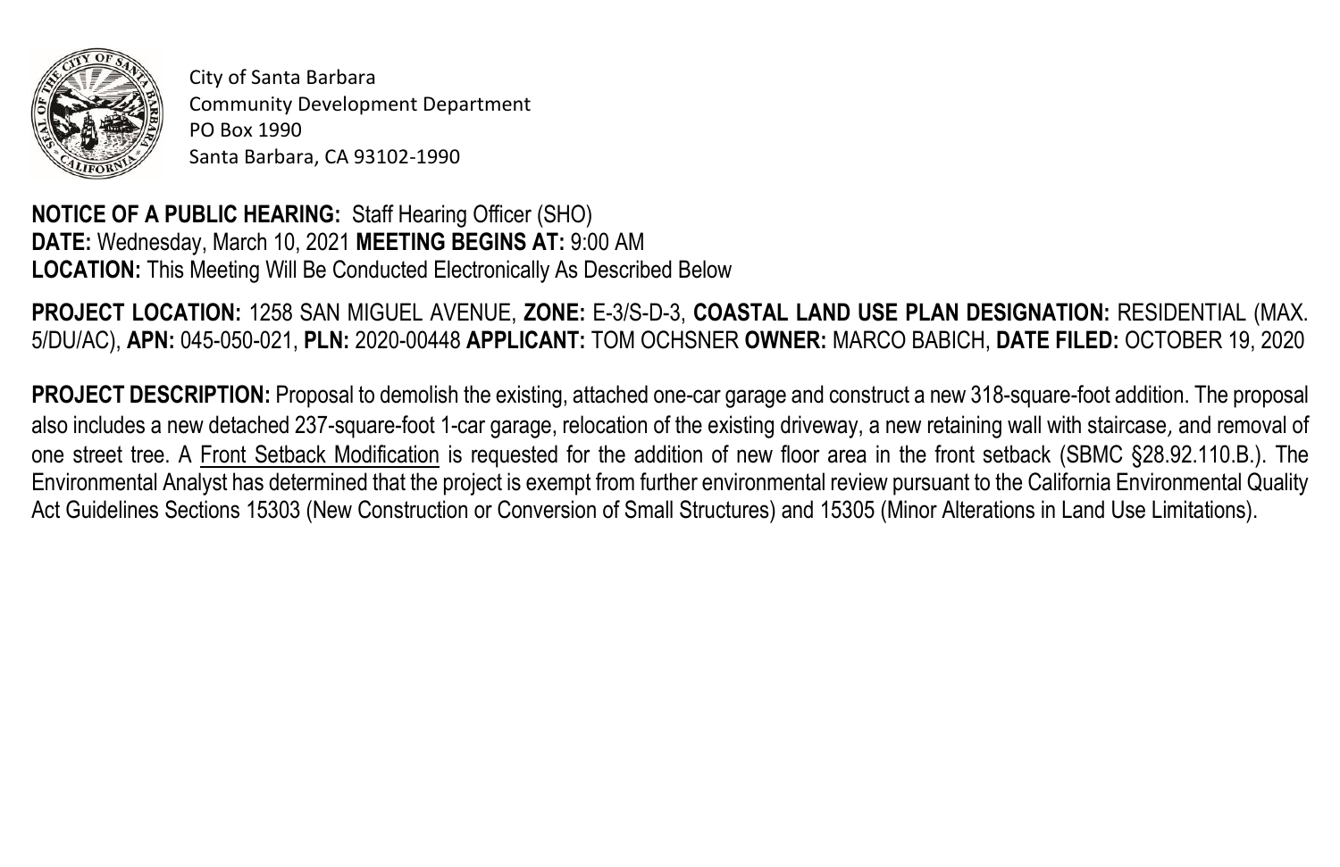City of Santa Barbara
Community Development Department
PO Box 1990
Santa Barbara, CA 93102-1990

**NOTICE OF A PUBLIC HEARING:** Staff Hearing Officer (SHO)
**DATE:** Wednesday, March 10, 2021 **MEETING BEGINS AT:** 9:00 AM
**LOCATION:** This Meeting Will Be Conducted Electronically As Described Below

**PROJECT LOCATION:** 1258 SAN MIGUEL AVENUE, **ZONE:** E-3/S-D-3, **COASTAL LAND USE PLAN DESIGNATION:** RESIDENTIAL (MAX. 5/DU/AC), **APN:** 045-050-021, **PLN:** 2020-00448 **APPLICANT:** TOM OCHSNER **OWNER:** MARCO BABICH, **DATE FILED:** OCTOBER 19, 2020

**PROJECT DESCRIPTION:** Proposal to demolish the existing, attached one-car garage and construct a new 318-square-foot addition. The proposal also includes a new detached 237-square-foot 1-car garage, relocation of the existing driveway, a new retaining wall with staircase, and removal of one street tree. A Front Setback Modification is requested for the addition of new floor area in the front setback (SBMC §28.92.110.B.). The Environmental Analyst has determined that the project is exempt from further environmental review pursuant to the California Environmental Quality Act Guidelines Sections 15303 (New Construction or Conversion of Small Structures) and 15305 (Minor Alterations in Land Use Limitations).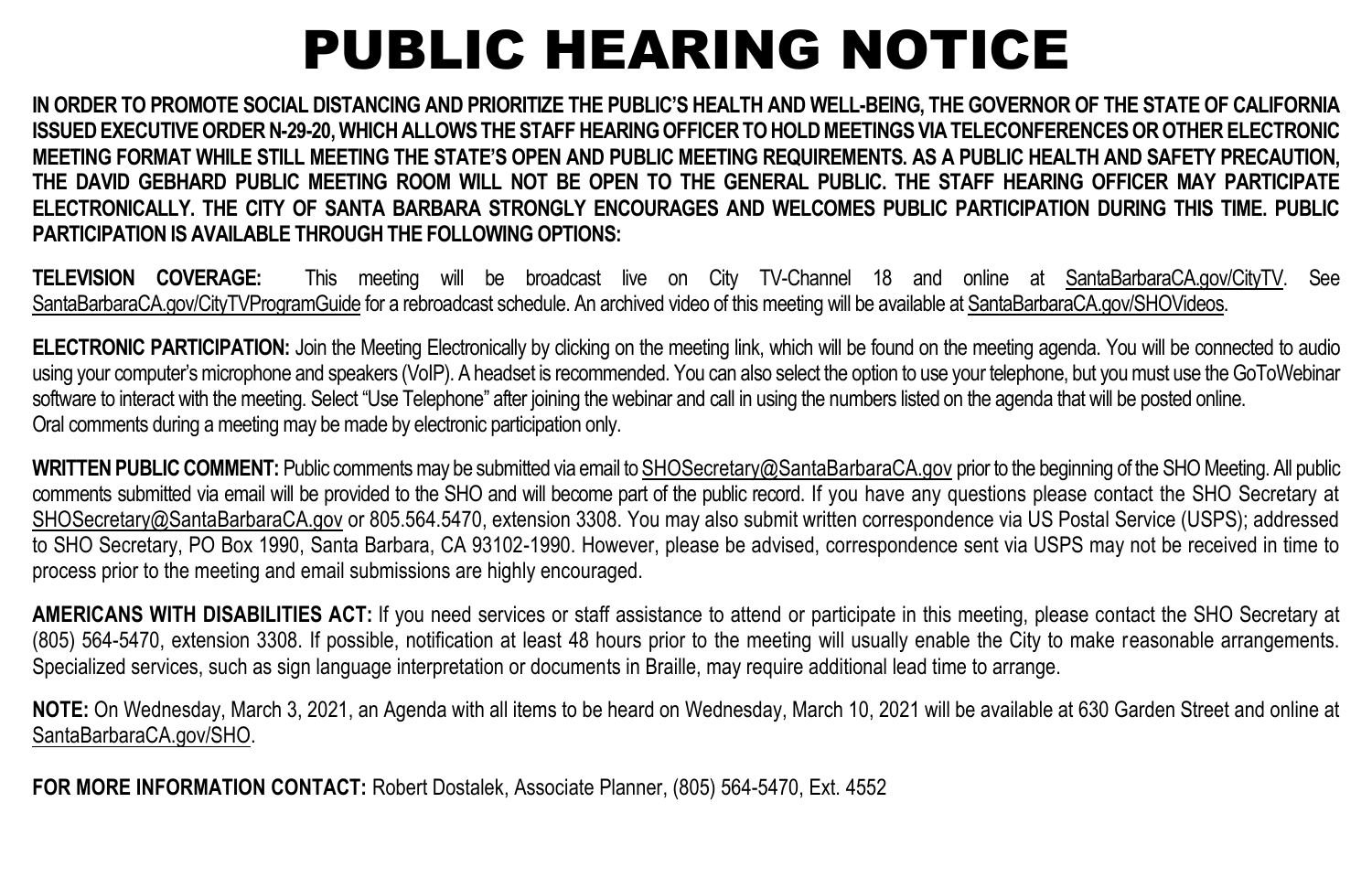# PUBLIC HEARING NOTICE

**IN ORDER TO PROMOTE SOCIAL DISTANCING AND PRIORITIZE THE PUBLIC'S HEALTH AND WELL-BEING, THE GOVERNOR OF THE STATE OF CALIFORNIA ISSUED EXECUTIVE ORDER N-29-20, WHICH ALLOWS THE STAFF HEARING OFFICER TO HOLD MEETINGS VIA TELECONFERENCES OR OTHER ELECTRONIC MEETING FORMAT WHILE STILL MEETING THE STATE'S OPEN AND PUBLIC MEETING REQUIREMENTS. AS A PUBLIC HEALTH AND SAFETY PRECAUTION, THE DAVID GEBHARD PUBLIC MEETING ROOM WILL NOT BE OPEN TO THE GENERAL PUBLIC. THE STAFF HEARING OFFICER MAY PARTICIPATE ELECTRONICALLY. THE CITY OF SANTA BARBARA STRONGLY ENCOURAGES AND WELCOMES PUBLIC PARTICIPATION DURING THIS TIME. PUBLIC PARTICIPATION IS AVAILABLE THROUGH THE FOLLOWING OPTIONS:**

**TELEVISION COVERAGE:** This meeting will be broadcast live on City TV-Channel 18 and online at SantaBarbaraCA.gov/CityTV. See SantaBarbaraCA.gov/CityTVProgramGuide for a rebroadcast schedule. An archived video of this meeting will be available at SantaBarbaraCA.gov/SHOVideos.

**ELECTRONIC PARTICIPATION:** Join the Meeting Electronically by clicking on the meeting link, which will be found on the meeting agenda. You will be connected to audio using your computer's microphone and speakers (VoIP). A headset is recommended. You can also select the option to use your telephone, but you must use the GoToWebinar software to interact with the meeting. Select "Use Telephone" after joining the webinar and call in using the numbers listed on the agenda that will be posted online.
Oral comments during a meeting may be made by electronic participation only.

**WRITTEN PUBLIC COMMENT:** Public comments may be submitted via email to SHOSecretary@SantaBarbaraCA.gov prior to the beginning of the SHO Meeting. All public comments submitted via email will be provided to the SHO and will become part of the public record. If you have any questions please contact the SHO Secretary at SHOSecretary@SantaBarbaraCA.gov or 805.564.5470, extension 3308. You may also submit written correspondence via US Postal Service (USPS); addressed to SHO Secretary, PO Box 1990, Santa Barbara, CA 93102-1990. However, please be advised, correspondence sent via USPS may not be received in time to process prior to the meeting and email submissions are highly encouraged.

**AMERICANS WITH DISABILITIES ACT:** If you need services or staff assistance to attend or participate in this meeting, please contact the SHO Secretary at (805) 564-5470, extension 3308. If possible, notification at least 48 hours prior to the meeting will usually enable the City to make reasonable arrangements. Specialized services, such as sign language interpretation or documents in Braille, may require additional lead time to arrange.

**NOTE:** On Wednesday, March 3, 2021, an Agenda with all items to be heard on Wednesday, March 10, 2021 will be available at 630 Garden Street and online at SantaBarbaraCA.gov/SHO.

**FOR MORE INFORMATION CONTACT:** Robert Dostalek, Associate Planner, (805) 564-5470, Ext. 4552